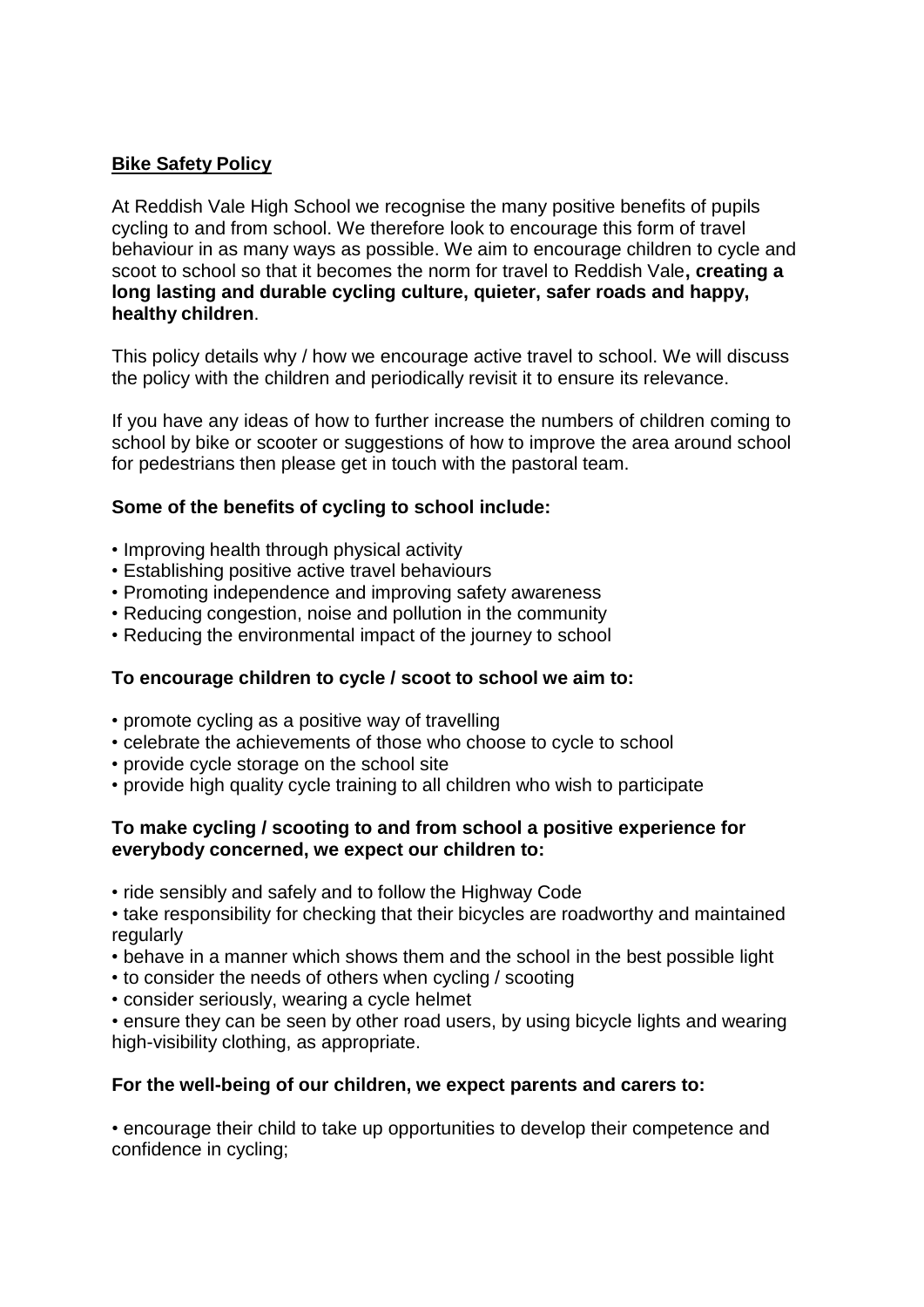# Bike Safety Policy

At Reddish Vale High School we recognise the many positive benefits of pupils cycling to and from school. We therefore look to encourage this form of travel behaviour in as many ways as possible. We aim to encourage children to cycle and scoot to school so that it becomes the norm for travel to Reddish Vale**, creating a long lasting and durable cycling culture, quieter, safer roads and happy, healthy children**.

This policy details why / how we encourage active travel to school. We will discuss the policy with the children and periodically revisit it to ensure its relevance.

If you have any ideas of how to further increase the numbers of children coming to school by bike or scooter or suggestions of how to improve the area around school for pedestrians then please get in touch with the pastoral team.

**Some of the benefits of cycling to school include:**

- Improving health through physical activity
- Establishing positive active travel behaviours
- Promoting independence and improving safety awareness
- Reducing congestion, noise and pollution in the community
- Reducing the environmental impact of the journey to school

**To encourage children to cycle / scoot to school we aim to:**

- promote cycling as a positive way of travelling
- celebrate the achievements of those who choose to cycle to school
- provide cycle storage on the school site
- provide high quality cycle training to all children who wish to participate

**To make cycling / scooting to and from school a positive experience for everybody concerned, we expect our children to:**

- ride sensibly and safely and to follow the Highway Code
- take responsibility for checking that their bicycles are roadworthy and maintained regularly
- behave in a manner which shows them and the school in the best possible light
- to consider the needs of others when cycling / scooting
- consider seriously, wearing a cycle helmet
- ensure they can be seen by other road users, by using bicycle lights and wearing high-visibility clothing, as appropriate.

**For the well-being of our children, we expect parents and carers to:**

- encourage their child to take up opportunities to develop their competence and confidence in cycling;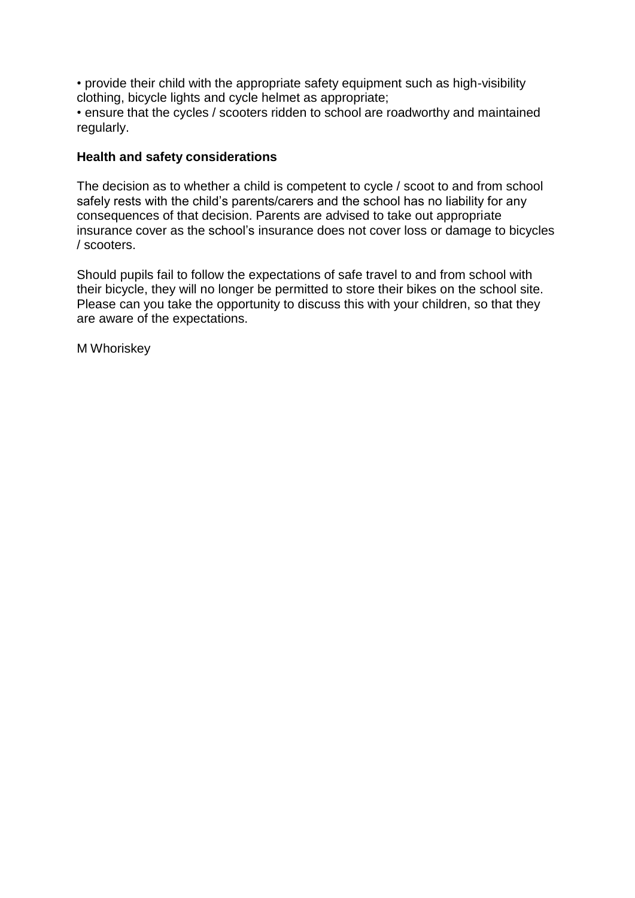- provide their child with the appropriate safety equipment such as high-visibility clothing, bicycle lights and cycle helmet as appropriate;
- ensure that the cycles / scooters ridden to school are roadworthy and maintained regularly.

**Health and safety considerations**

The decision as to whether a child is competent to cycle / scoot to and from school safely rests with the child's parents/carers and the school has no liability for any consequences of that decision. Parents are advised to take out appropriate insurance cover as the school's insurance does not cover loss or damage to bicycles / scooters.

Should pupils fail to follow the expectations of safe travel to and from school with their bicycle, they will no longer be permitted to store their bikes on the school site. Please can you take the opportunity to discuss this with your children, so that they are aware of the expectations.

M Whoriskey